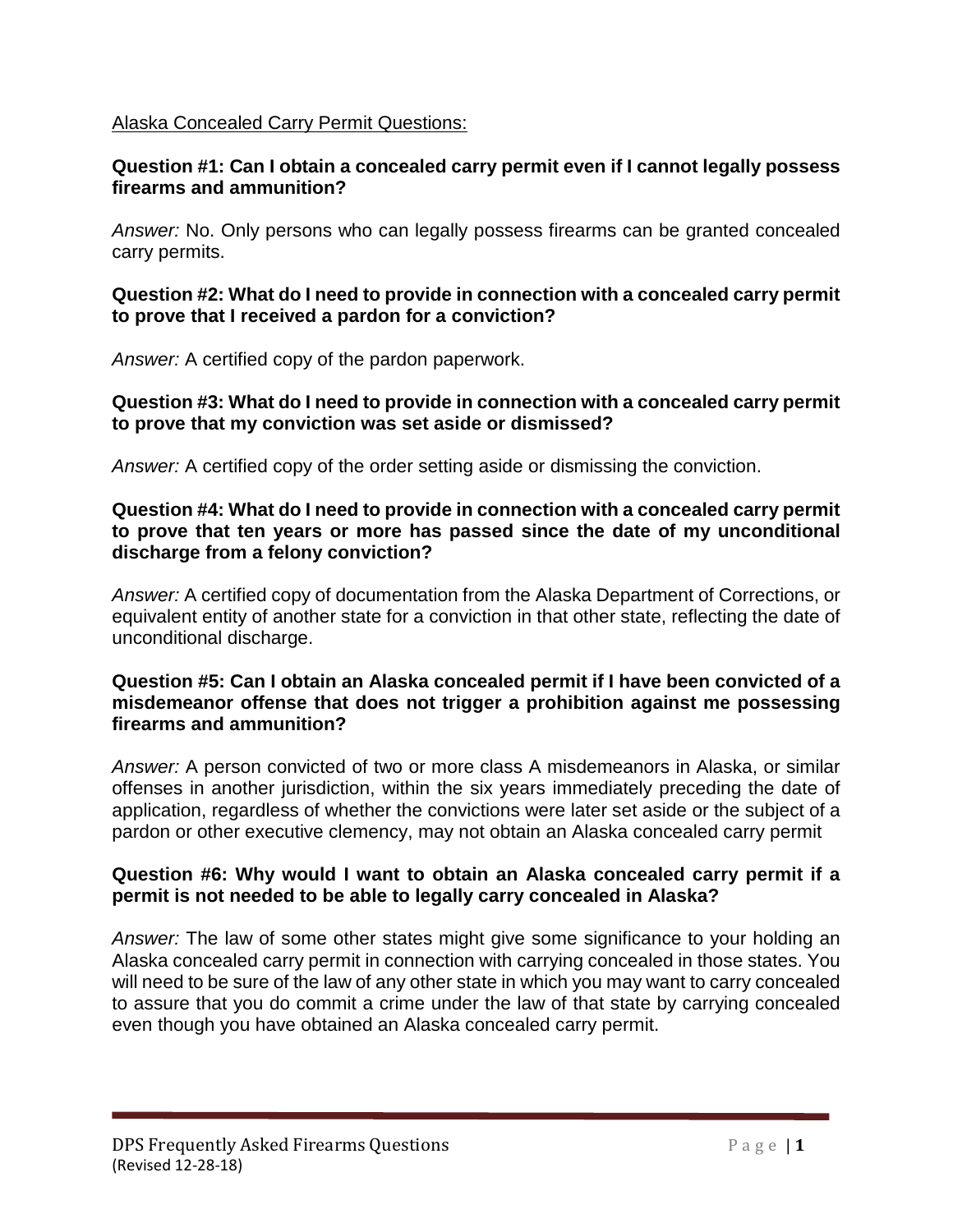Alaska Concealed Carry Permit Questions:

**Question #1: Can I obtain a concealed carry permit even if I cannot legally possess firearms and ammunition?**

*Answer:* No. Only persons who can legally possess firearms can be granted concealed carry permits.

**Question #2: What do I need to provide in connection with a concealed carry permit to prove that I received a pardon for a conviction?**

*Answer:* A certified copy of the pardon paperwork.

**Question #3: What do I need to provide in connection with a concealed carry permit to prove that my conviction was set aside or dismissed?**

*Answer:* A certified copy of the order setting aside or dismissing the conviction.

**Question #4: What do I need to provide in connection with a concealed carry permit to prove that ten years or more has passed since the date of my unconditional discharge from a felony conviction?**

*Answer:* A certified copy of documentation from the Alaska Department of Corrections, or equivalent entity of another state for a conviction in that other state, reflecting the date of unconditional discharge.

**Question #5: Can I obtain an Alaska concealed permit if I have been convicted of a misdemeanor offense that does not trigger a prohibition against me possessing firearms and ammunition?**

*Answer:* A person convicted of two or more class A misdemeanors in Alaska, or similar offenses in another jurisdiction, within the six years immediately preceding the date of application, regardless of whether the convictions were later set aside or the subject of a pardon or other executive clemency, may not obtain an Alaska concealed carry permit

**Question #6: Why would I want to obtain an Alaska concealed carry permit if a permit is not needed to be able to legally carry concealed in Alaska?**

*Answer:* The law of some other states might give some significance to your holding an Alaska concealed carry permit in connection with carrying concealed in those states. You will need to be sure of the law of any other state in which you may want to carry concealed to assure that you do commit a crime under the law of that state by carrying concealed even though you have obtained an Alaska concealed carry permit.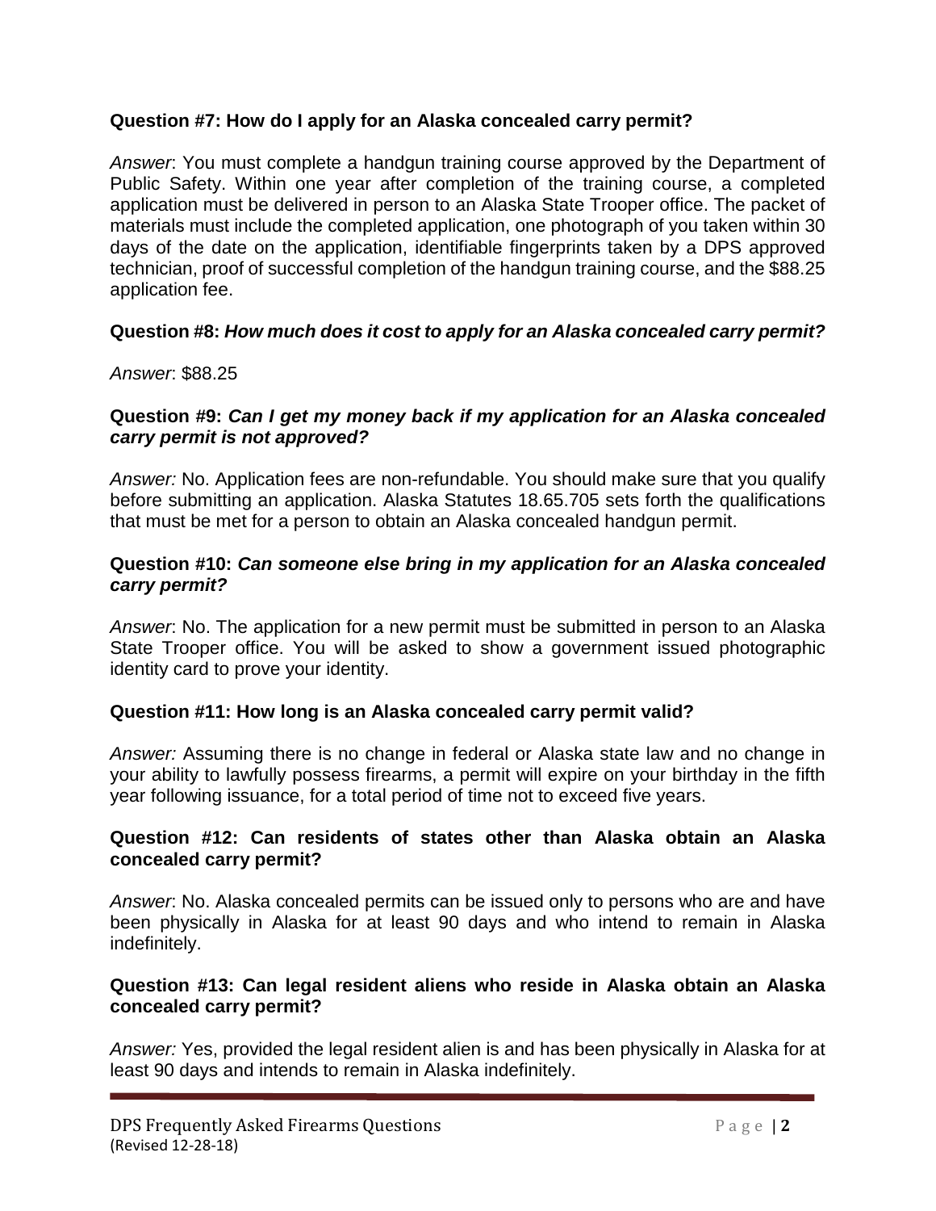**Question #7: How do I apply for an Alaska concealed carry permit?**

*Answer*: You must complete a handgun training course approved by the Department of Public Safety. Within one year after completion of the training course, a completed application must be delivered in person to an Alaska State Trooper office. The packet of materials must include the completed application, one photograph of you taken within 30 days of the date on the application, identifiable fingerprints taken by a DPS approved technician, proof of successful completion of the handgun training course, and the $88.25 application fee.

**Question #8:** ***How much does it cost to apply for an Alaska concealed carry permit?***

*Answer*: $88.25

**Question #9:** ***Can I get my money back if my application for an Alaska concealed carry permit is not approved?***

*Answer:* No. Application fees are non-refundable. You should make sure that you qualify before submitting an application. Alaska Statutes 18.65.705 sets forth the qualifications that must be met for a person to obtain an Alaska concealed handgun permit.

**Question #10:** ***Can someone else bring in my application for an Alaska concealed carry permit?***

*Answer*: No. The application for a new permit must be submitted in person to an Alaska State Trooper office. You will be asked to show a government issued photographic identity card to prove your identity.

**Question #11: How long is an Alaska concealed carry permit valid?**

*Answer:* Assuming there is no change in federal or Alaska state law and no change in your ability to lawfully possess firearms, a permit will expire on your birthday in the fifth year following issuance, for a total period of time not to exceed five years.

**Question #12: Can residents of states other than Alaska obtain an Alaska concealed carry permit?**

*Answer*: No. Alaska concealed permits can be issued only to persons who are and have been physically in Alaska for at least 90 days and who intend to remain in Alaska indefinitely.

**Question #13: Can legal resident aliens who reside in Alaska obtain an Alaska concealed carry permit?**

*Answer:* Yes, provided the legal resident alien is and has been physically in Alaska for at least 90 days and intends to remain in Alaska indefinitely.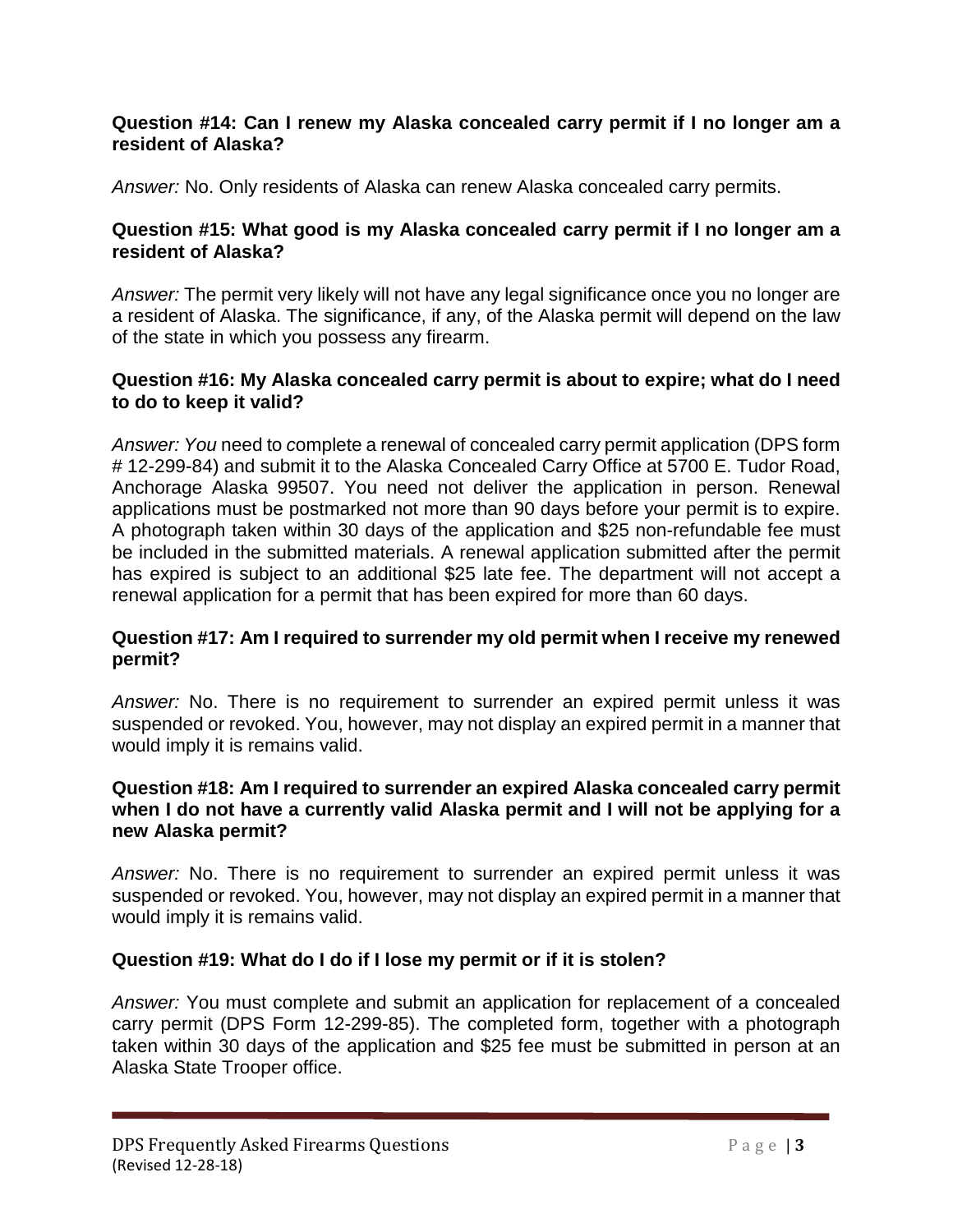**Question #14: Can I renew my Alaska concealed carry permit if I no longer am a resident of Alaska?**

*Answer:* No. Only residents of Alaska can renew Alaska concealed carry permits.

**Question #15: What good is my Alaska concealed carry permit if I no longer am a resident of Alaska?**

*Answer:* The permit very likely will not have any legal significance once you no longer are a resident of Alaska. The significance, if any, of the Alaska permit will depend on the law of the state in which you possess any firearm.

**Question #16: My Alaska concealed carry permit is about to expire; what do I need to do to keep it valid?**

*Answer: You* need to complete a renewal of concealed carry permit application (DPS form # 12-299-84) and submit it to the Alaska Concealed Carry Office at 5700 E. Tudor Road, Anchorage Alaska 99507. You need not deliver the application in person. Renewal applications must be postmarked not more than 90 days before your permit is to expire. A photograph taken within 30 days of the application and $25 non-refundable fee must be included in the submitted materials. A renewal application submitted after the permit has expired is subject to an additional $25 late fee. The department will not accept a renewal application for a permit that has been expired for more than 60 days.

**Question #17: Am I required to surrender my old permit when I receive my renewed permit?**

*Answer:* No. There is no requirement to surrender an expired permit unless it was suspended or revoked. You, however, may not display an expired permit in a manner that would imply it is remains valid.

**Question #18: Am I required to surrender an expired Alaska concealed carry permit when I do not have a currently valid Alaska permit and I will not be applying for a new Alaska permit?**

*Answer:* No. There is no requirement to surrender an expired permit unless it was suspended or revoked. You, however, may not display an expired permit in a manner that would imply it is remains valid.

**Question #19: What do I do if I lose my permit or if it is stolen?**

*Answer:* You must complete and submit an application for replacement of a concealed carry permit (DPS Form 12-299-85). The completed form, together with a photograph taken within 30 days of the application and $25 fee must be submitted in person at an Alaska State Trooper office.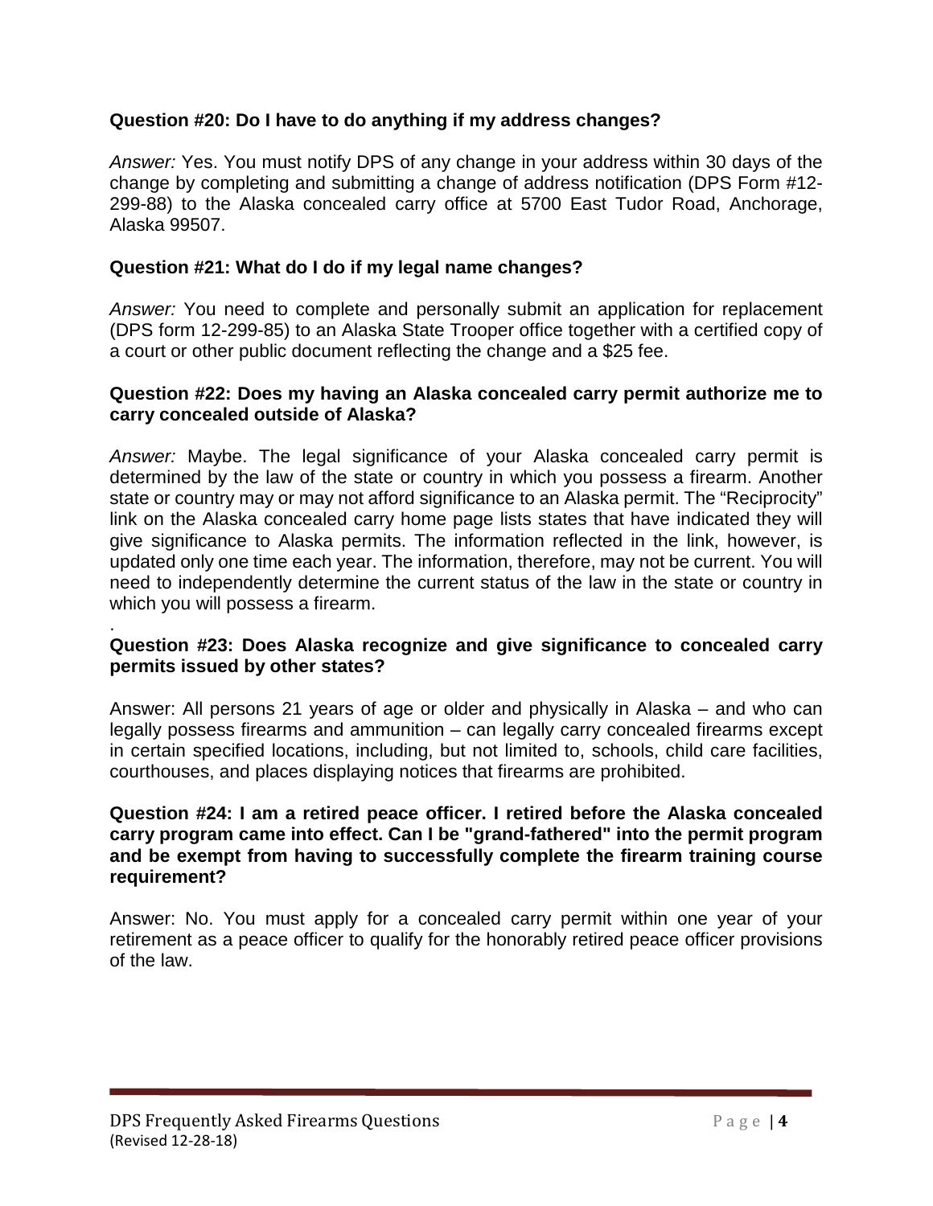**Question #20: Do I have to do anything if my address changes?**

*Answer:* Yes. You must notify DPS of any change in your address within 30 days of the change by completing and submitting a change of address notification (DPS Form #12-299-88) to the Alaska concealed carry office at 5700 East Tudor Road, Anchorage, Alaska 99507.

**Question #21: What do I do if my legal name changes?**

*Answer:* You need to complete and personally submit an application for replacement (DPS form 12-299-85) to an Alaska State Trooper office together with a certified copy of a court or other public document reflecting the change and a $25 fee.

**Question #22: Does my having an Alaska concealed carry permit authorize me to carry concealed outside of Alaska?**

*Answer:* Maybe. The legal significance of your Alaska concealed carry permit is determined by the law of the state or country in which you possess a firearm. Another state or country may or may not afford significance to an Alaska permit. The "Reciprocity" link on the Alaska concealed carry home page lists states that have indicated they will give significance to Alaska permits. The information reflected in the link, however, is updated only one time each year. The information, therefore, may not be current. You will need to independently determine the current status of the law in the state or country in which you will possess a firearm.

.

**Question #23: Does Alaska recognize and give significance to concealed carry permits issued by other states?**

Answer: All persons 21 years of age or older and physically in Alaska – and who can legally possess firearms and ammunition – can legally carry concealed firearms except in certain specified locations, including, but not limited to, schools, child care facilities, courthouses, and places displaying notices that firearms are prohibited.

**Question #24: I am a retired peace officer. I retired before the Alaska concealed carry program came into effect. Can I be "grand-fathered" into the permit program and be exempt from having to successfully complete the firearm training course requirement?**

Answer: No. You must apply for a concealed carry permit within one year of your retirement as a peace officer to qualify for the honorably retired peace officer provisions of the law.